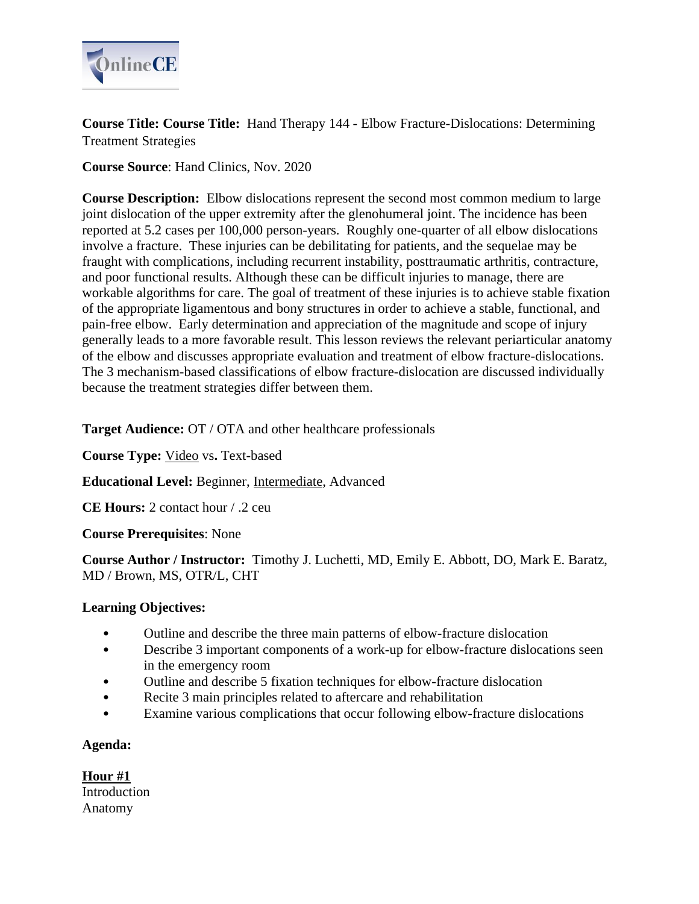**Course Title: Course Title:** Hand Therapy 144 - Elbow Fracture-Dislocations: Determining Treatment Strategies

**Course Source**: Hand Clinics, Nov. 2020

**Course Description:** Elbow dislocations represent the second most common medium to large joint dislocation of the upper extremity after the glenohumeral joint. The incidence has been reported at 5.2 cases per 100,000 person-years. Roughly one-quarter of all elbow dislocations involve a fracture. These injuries can be debilitating for patients, and the sequelae may be fraught with complications, including recurrent instability, posttraumatic arthritis, contracture, and poor functional results. Although these can be difficult injuries to manage, there are workable algorithms for care. The goal of treatment of these injuries is to achieve stable fixation of the appropriate ligamentous and bony structures in order to achieve a stable, functional, and pain-free elbow. Early determination and appreciation of the magnitude and scope of injury generally leads to a more favorable result. This lesson reviews the relevant periarticular anatomy of the elbow and discusses appropriate evaluation and treatment of elbow fracture-dislocations. The 3 mechanism-based classifications of elbow fracture-dislocation are discussed individually because the treatment strategies differ between them.

**Target Audience:** OT / OTA and other healthcare professionals

**Course Type:** <u>Video</u> vs**.** Text-based

**Educational Level:** Beginner, <u>Intermediate</u>, Advanced

**CE Hours:** 2 contact hour / .2 ceu

**Course Prerequisites**: None

**Course Author / Instructor:** Timothy J. Luchetti, MD, Emily E. Abbott, DO, Mark E. Baratz, MD / Brown, MS, OTR/L, CHT

**Learning Objectives:**

- Outline and describe the three main patterns of elbow-fracture dislocation
- Describe 3 important components of a work-up for elbow-fracture dislocations seen in the emergency room
- Outline and describe 5 fixation techniques for elbow-fracture dislocation
- Recite 3 main principles related to aftercare and rehabilitation
- Examine various complications that occur following elbow-fracture dislocations

**Agenda:**

**<u>Hour #1</u>**
Introduction
Anatomy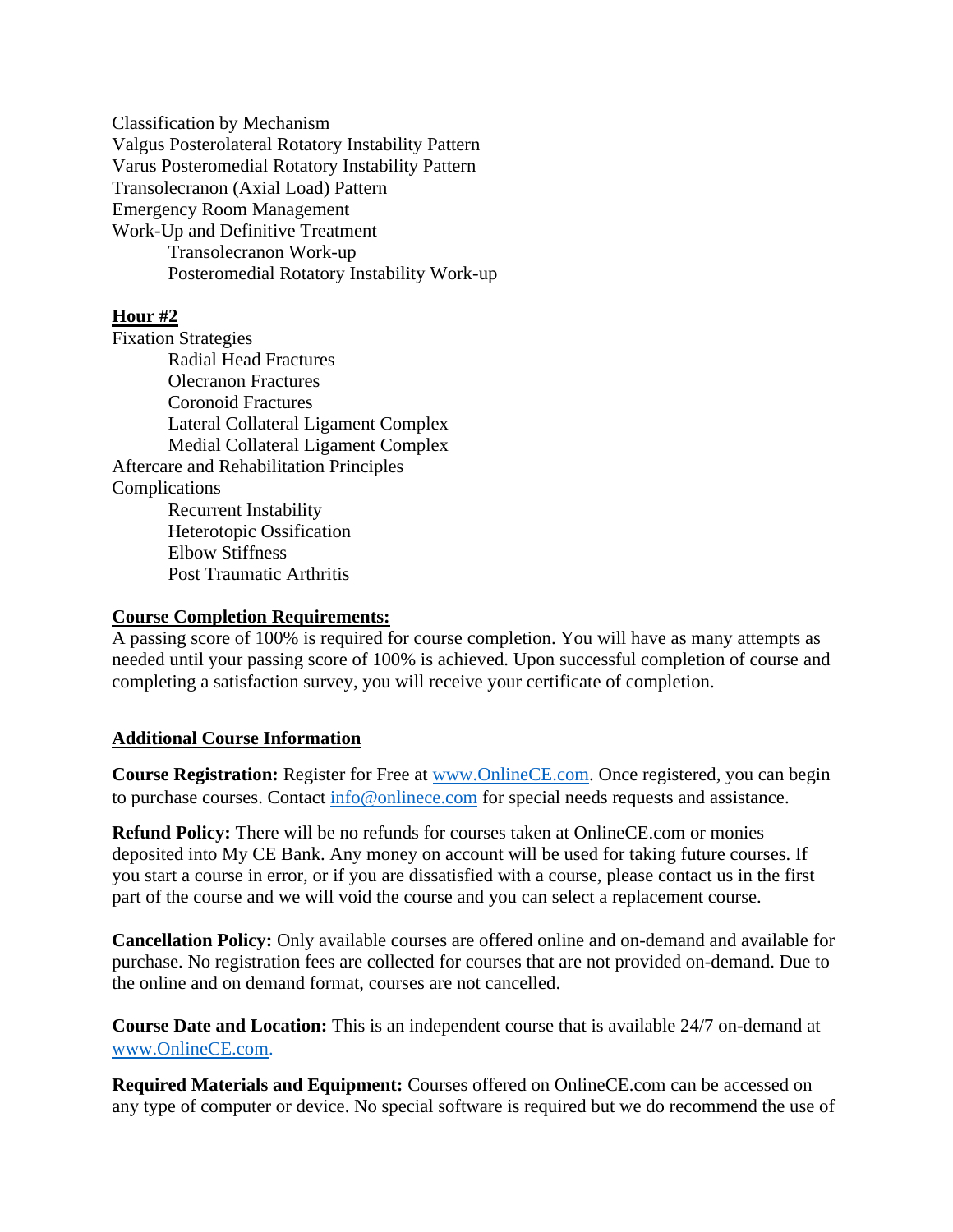Classification by Mechanism
Valgus Posterolateral Rotatory Instability Pattern
Varus Posteromedial Rotatory Instability Pattern
Transolecranon (Axial Load) Pattern
Emergency Room Management
Work-Up and Definitive Treatment
- Transolecranon Work-up
- Posteromedial Rotatory Instability Work-up

**Hour #2**

Fixation Strategies
- Radial Head Fractures
- Olecranon Fractures
- Coronoid Fractures
- Lateral Collateral Ligament Complex
- Medial Collateral Ligament Complex

Aftercare and Rehabilitation Principles
Complications
- Recurrent Instability
- Heterotopic Ossification
- Elbow Stiffness
- Post Traumatic Arthritis

**Course Completion Requirements:**

A passing score of 100% is required for course completion. You will have as many attempts as needed until your passing score of 100% is achieved. Upon successful completion of course and completing a satisfaction survey, you will receive your certificate of completion.

**Additional Course Information**

**Course Registration:** Register for Free at www.OnlineCE.com. Once registered, you can begin to purchase courses. Contact info@onlinece.com for special needs requests and assistance.

**Refund Policy:** There will be no refunds for courses taken at OnlineCE.com or monies deposited into My CE Bank. Any money on account will be used for taking future courses. If you start a course in error, or if you are dissatisfied with a course, please contact us in the first part of the course and we will void the course and you can select a replacement course.

**Cancellation Policy:** Only available courses are offered online and on-demand and available for purchase. No registration fees are collected for courses that are not provided on-demand. Due to the online and on demand format, courses are not cancelled.

**Course Date and Location:** This is an independent course that is available 24/7 on-demand at www.OnlineCE.com.

**Required Materials and Equipment:** Courses offered on OnlineCE.com can be accessed on any type of computer or device. No special software is required but we do recommend the use of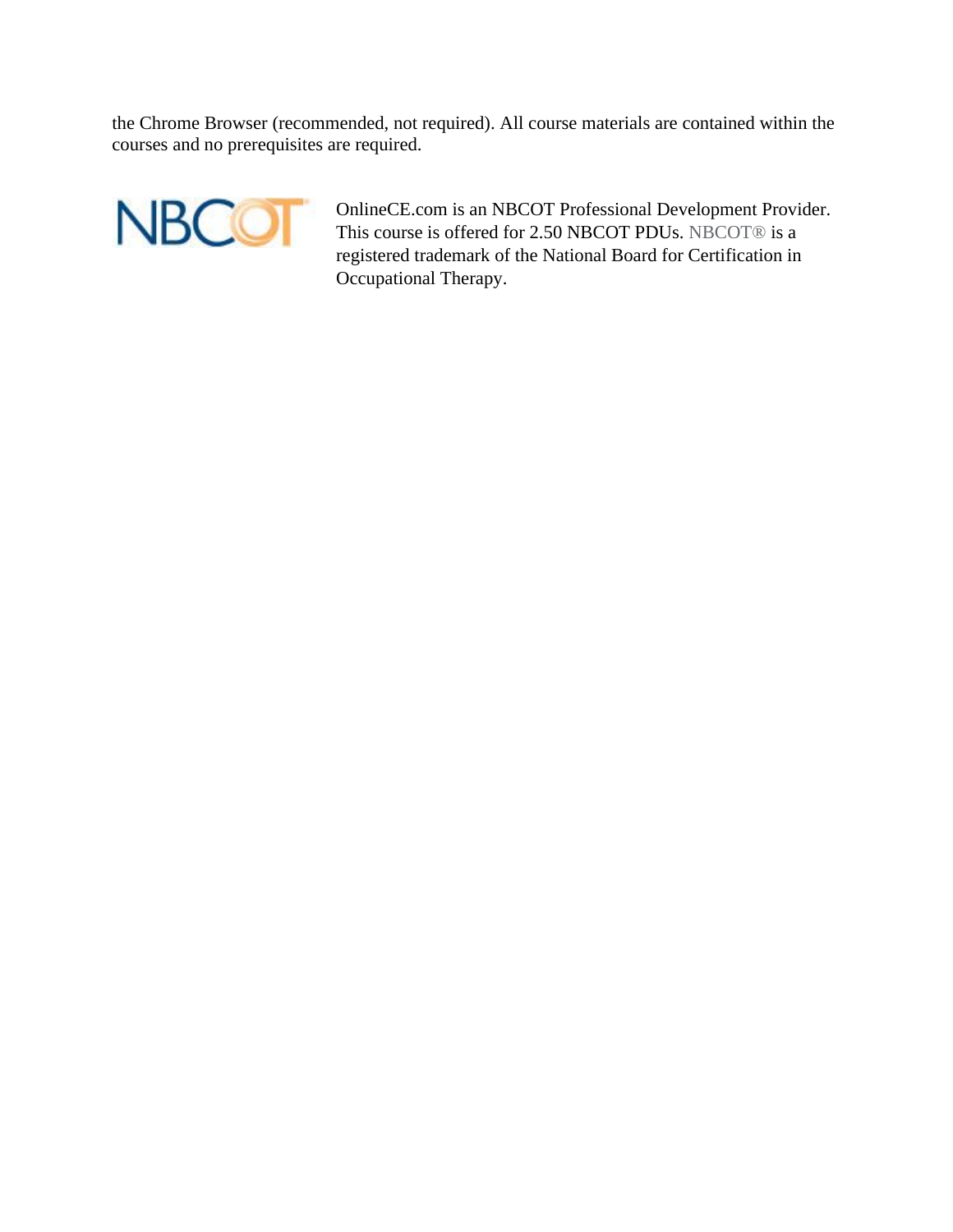the Chrome Browser (recommended, not required). All course materials are contained within the courses and no prerequisites are required.

OnlineCE.com is an NBCOT Professional Development Provider. This course is offered for 2.50 NBCOT PDUs. NBCOT® is a registered trademark of the National Board for Certification in Occupational Therapy.